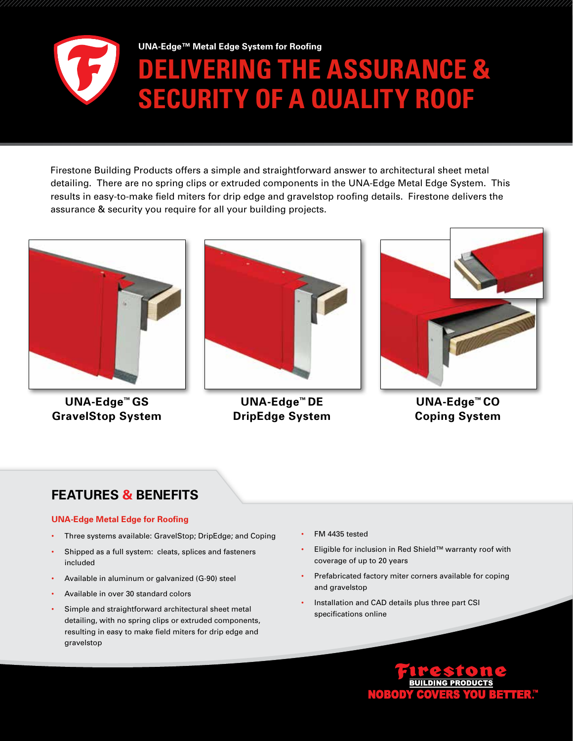UNA-Edge™ Metal Edge System for Roofing

# DELIVERING THE ASSURANCE & SECURITY OF A QUALITY ROOF

Firestone Building Products offers a simple and straightforward answer to architectural sheet metal detailing. There are no spring clips or extruded components in the UNA-Edge Metal Edge System. This results in easy-to-make field miters for drip edge and gravelstop roofing details. Firestone delivers the assurance & security you require for all your building projects.

**UNA-Edge™ GS**
**GravelStop System**

**UNA-Edge™ DE**
**DripEdge System**

**UNA-Edge™ CO**
**Coping System**

## FEATURES & BENEFITS

### UNA-Edge Metal Edge for Roofing

- Three systems available: GravelStop; DripEdge; and Coping
- Shipped as a full system: cleats, splices and fasteners included
- Available in aluminum or galvanized (G-90) steel
- Available in over 30 standard colors
- Simple and straightforward architectural sheet metal detailing, with no spring clips or extruded components, resulting in easy to make field miters for drip edge and gravelstop
- FM 4435 tested
- Eligible for inclusion in Red Shield™ warranty roof with coverage of up to 20 years
- Prefabricated factory miter corners available for coping and gravelstop
- Installation and CAD details plus three part CSI specifications online

Firestone
BUILDING PRODUCTS
NOBODY COVERS YOU BETTER.™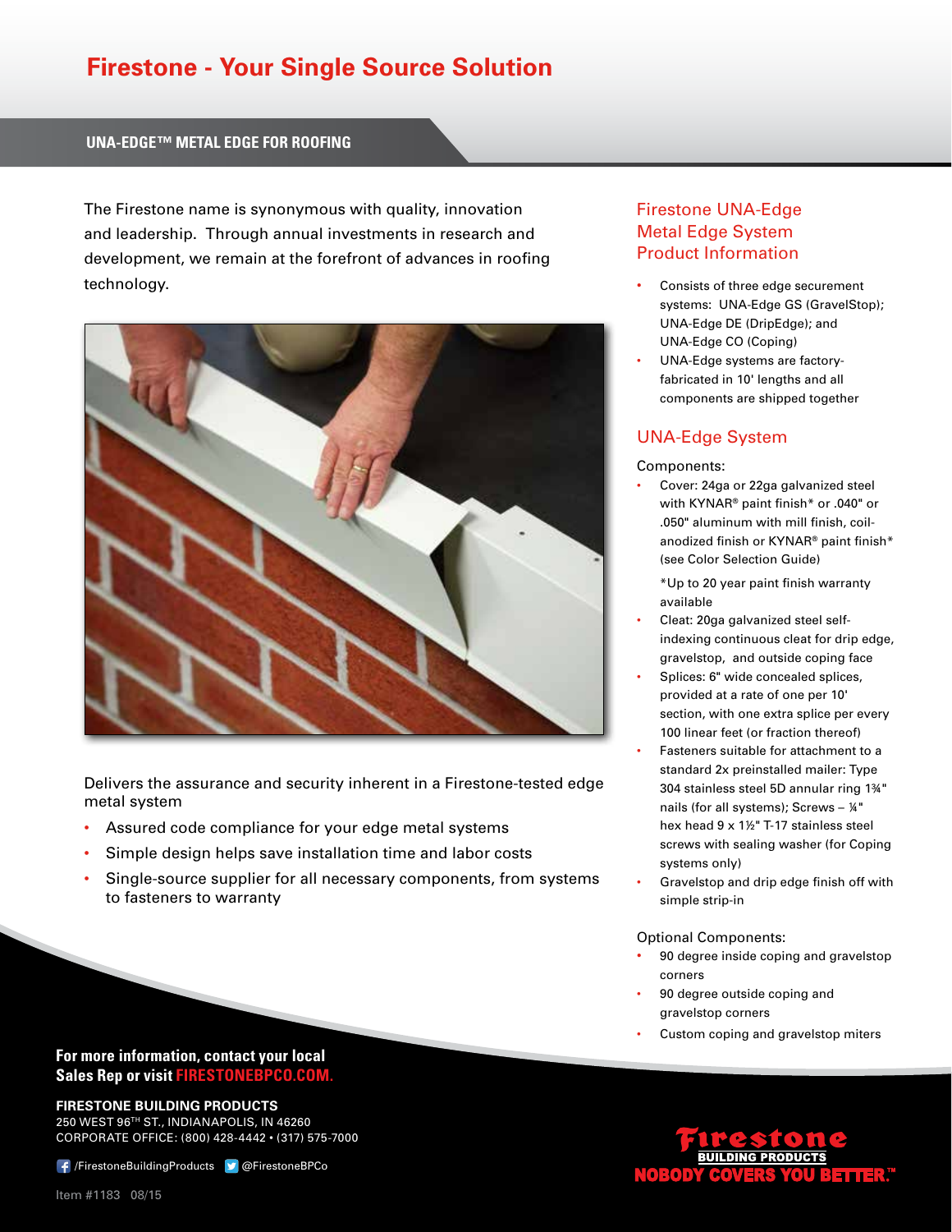# Firestone - Your Single Source Solution

## UNA-EDGE™ METAL EDGE FOR ROOFING

The Firestone name is synonymous with quality, innovation and leadership. Through annual investments in research and development, we remain at the forefront of advances in roofing technology.

Delivers the assurance and security inherent in a Firestone-tested edge metal system

- Assured code compliance for your edge metal systems
- Simple design helps save installation time and labor costs
- Single-source supplier for all necessary components, from systems to fasteners to warranty

### Firestone UNA-Edge Metal Edge System Product Information

- Consists of three edge securement systems: UNA-Edge GS (GravelStop); UNA-Edge DE (DripEdge); and UNA-Edge CO (Coping)
- UNA-Edge systems are factory-fabricated in 10' lengths and all components are shipped together

### UNA-Edge System

Components:

- Cover: 24ga or 22ga galvanized steel with KYNAR® paint finish* or .040" or .050" aluminum with mill finish, coil-anodized finish or KYNAR® paint finish* (see Color Selection Guide)

  *Up to 20 year paint finish warranty available
- Cleat: 20ga galvanized steel self-indexing continuous cleat for drip edge, gravelstop, and outside coping face
- Splices: 6" wide concealed splices, provided at a rate of one per 10' section, with one extra splice per every 100 linear feet (or fraction thereof)
- Fasteners suitable for attachment to a standard 2x preinstalled nailer: Type 304 stainless steel 5D annular ring 1¾" nails (for all systems); Screws – ¼" hex head 9 x 1½" T-17 stainless steel screws with sealing washer (for Coping systems only)
- Gravelstop and drip edge finish off with simple strip-in

Optional Components:

- 90 degree inside coping and gravelstop corners
- 90 degree outside coping and gravelstop corners
- Custom coping and gravelstop miters

**For more information, contact your local Sales Rep or visit FIRESTONEBPCO.COM.**

**FIRESTONE BUILDING PRODUCTS**
250 WEST 96TH ST., INDIANAPOLIS, IN 46260
CORPORATE OFFICE: (800) 428-4442 • (317) 575-7000

/FirestoneBuildingProducts @FirestoneBPCo

Firestone BUILDING PRODUCTS
NOBODY COVERS YOU BETTER.™

Item #1183 08/15